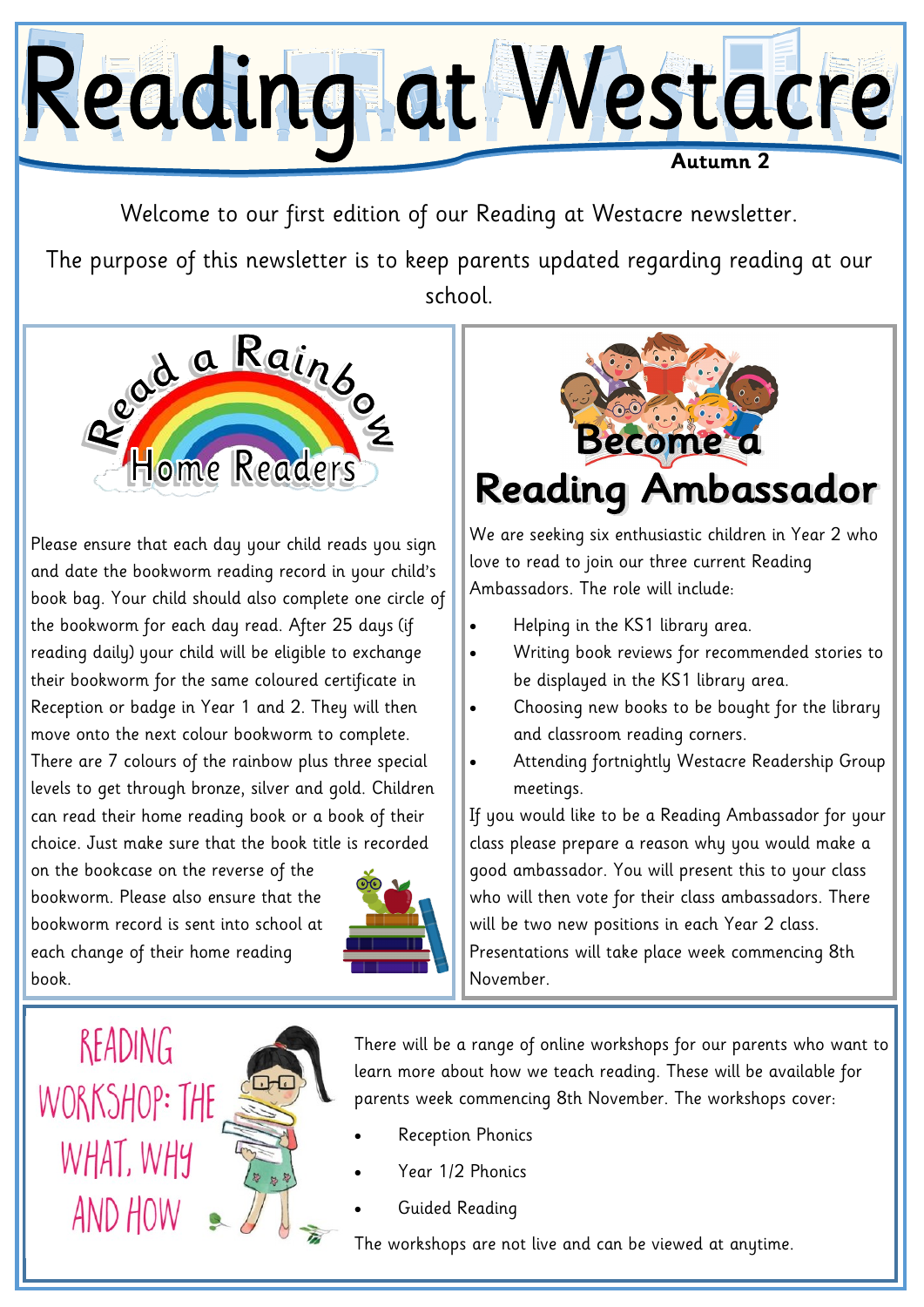# Reading at Westacre

**Autumn 2**

Welcome to our first edition of our Reading at Westacre newsletter.

The purpose of this newsletter is to keep parents updated regarding reading at our school.

## Read a Rainbow Home Readers

Please ensure that each day your child reads you sign and date the bookworm reading record in your child's book bag. Your child should also complete one circle of the bookworm for each day read. After 25 days (if reading daily) your child will be eligible to exchange their bookworm for the same coloured certificate in Reception or badge in Year 1 and 2. They will then move onto the next colour bookworm to complete. There are 7 colours of the rainbow plus three special levels to get through bronze, silver and gold. Children can read their home reading book or a book of their choice. Just make sure that the book title is recorded on the bookcase on the reverse of the bookworm. Please also ensure that the bookworm record is sent into school at each change of their home reading book.

## Become a Reading Ambassador

We are seeking six enthusiastic children in Year 2 who love to read to join our three current Reading Ambassadors. The role will include:

- Helping in the KS1 library area.
- Writing book reviews for recommended stories to be displayed in the KS1 library area.
- Choosing new books to be bought for the library and classroom reading corners.
- Attending fortnightly Westacre Readership Group meetings.

If you would like to be a Reading Ambassador for your class please prepare a reason why you would make a good ambassador. You will present this to your class who will then vote for their class ambassadors. There will be two new positions in each Year 2 class. Presentations will take place week commencing 8th November.

## Reading Workshop: The What, Why and How

There will be a range of online workshops for our parents who want to learn more about how we teach reading. These will be available for parents week commencing 8th November. The workshops cover:

- Reception Phonics
- Year 1/2 Phonics
- Guided Reading

The workshops are not live and can be viewed at anytime.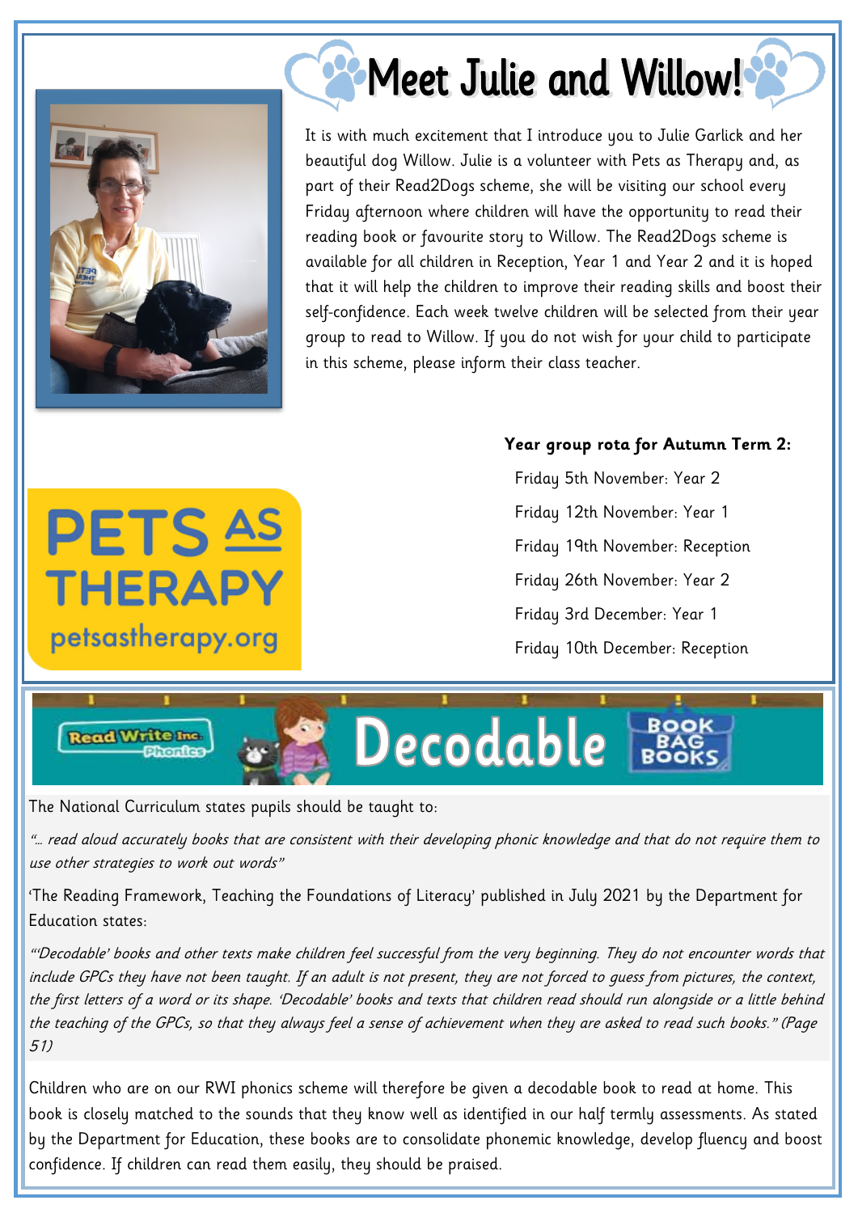# Meet Julie and Willow!

It is with much excitement that I introduce you to Julie Garlick and her beautiful dog Willow. Julie is a volunteer with Pets as Therapy and, as part of their Read2Dogs scheme, she will be visiting our school every Friday afternoon where children will have the opportunity to read their reading book or favourite story to Willow. The Read2Dogs scheme is available for all children in Reception, Year 1 and Year 2 and it is hoped that it will help the children to improve their reading skills and boost their self-confidence. Each week twelve children will be selected from their year group to read to Willow. If you do not wish for your child to participate in this scheme, please inform their class teacher.

PETS AS THERAPY
petsastherapy.org

**Year group rota for Autumn Term 2:**

Friday 5th November: Year 2
Friday 12th November: Year 1
Friday 19th November: Reception
Friday 26th November: Year 2
Friday 3rd December: Year 1
Friday 10th December: Reception

## Read Write Inc. Phonics — Decodable Book Bag Books

The National Curriculum states pupils should be taught to:

*"... read aloud accurately books that are consistent with their developing phonic knowledge and that do not require them to use other strategies to work out words"*

'The Reading Framework, Teaching the Foundations of Literacy' published in July 2021 by the Department for Education states:

*"'Decodable' books and other texts make children feel successful from the very beginning. They do not encounter words that include GPCs they have not been taught. If an adult is not present, they are not forced to guess from pictures, the context, the first letters of a word or its shape. 'Decodable' books and texts that children read should run alongside or a little behind the teaching of the GPCs, so that they always feel a sense of achievement when they are asked to read such books." (Page 51)*

Children who are on our RWI phonics scheme will therefore be given a decodable book to read at home. This book is closely matched to the sounds that they know well as identified in our half termly assessments. As stated by the Department for Education, these books are to consolidate phonemic knowledge, develop fluency and boost confidence. If children can read them easily, they should be praised.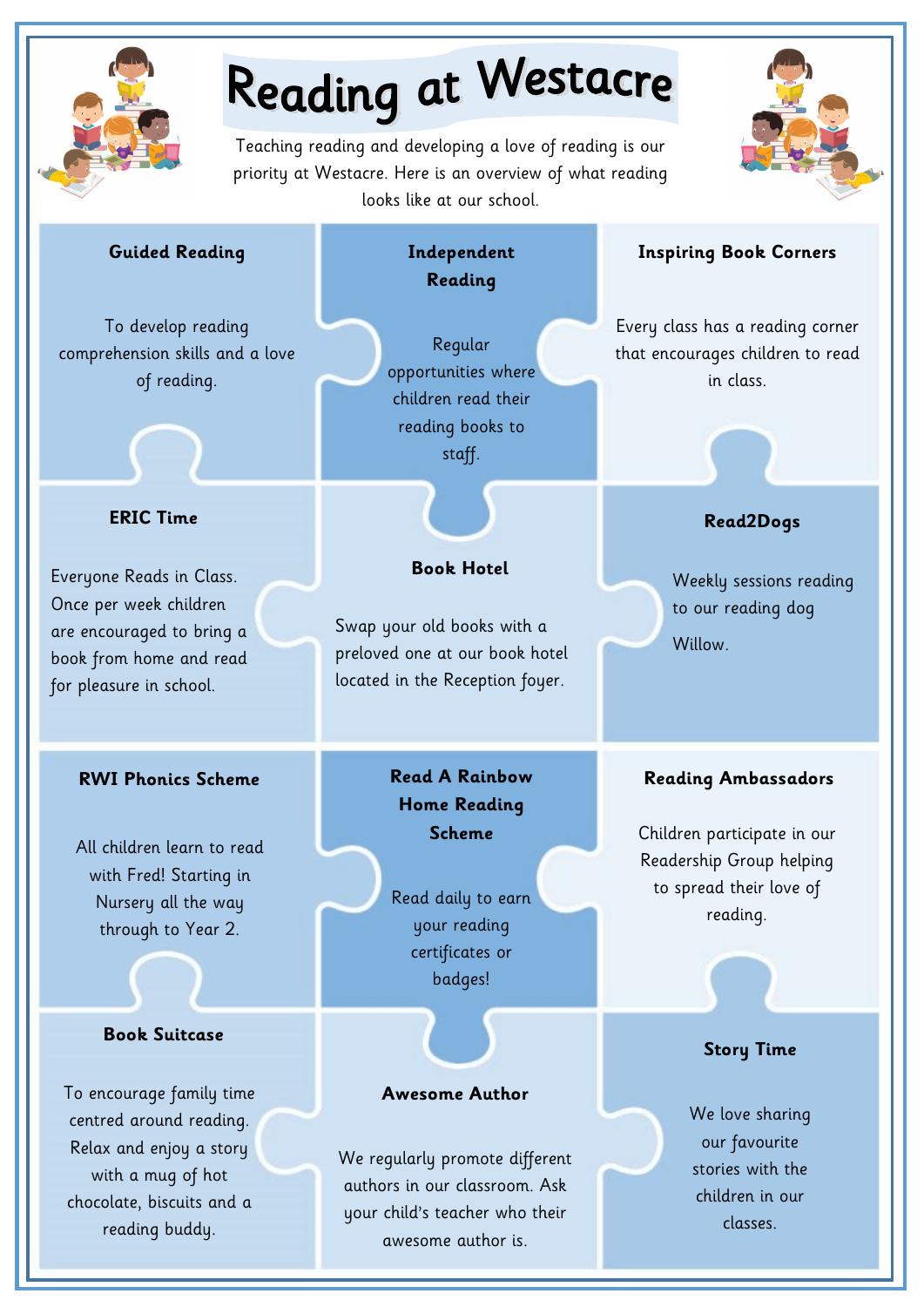# Reading at Westacre

Teaching reading and developing a love of reading is our priority at Westacre. Here is an overview of what reading looks like at our school.

### Guided Reading

To develop reading comprehension skills and a love of reading.

### Independent Reading

Regular opportunities where children read their reading books to staff.

### Inspiring Book Corners

Every class has a reading corner that encourages children to read in class.

### ERIC Time

Everyone Reads in Class. Once per week children are encouraged to bring a book from home and read for pleasure in school.

### Book Hotel

Swap your old books with a preloved one at our book hotel located in the Reception foyer.

### Read2Dogs

Weekly sessions reading to our reading dog Willow.

### RWI Phonics Scheme

All children learn to read with Fred! Starting in Nursery all the way through to Year 2.

### Read A Rainbow Home Reading Scheme

Read daily to earn your reading certificates or badges!

### Reading Ambassadors

Children participate in our Readership Group helping to spread their love of reading.

### Book Suitcase

To encourage family time centred around reading. Relax and enjoy a story with a mug of hot chocolate, biscuits and a reading buddy.

### Awesome Author

We regularly promote different authors in our classroom. Ask your child's teacher who their awesome author is.

### Story Time

We love sharing our favourite stories with the children in our classes.